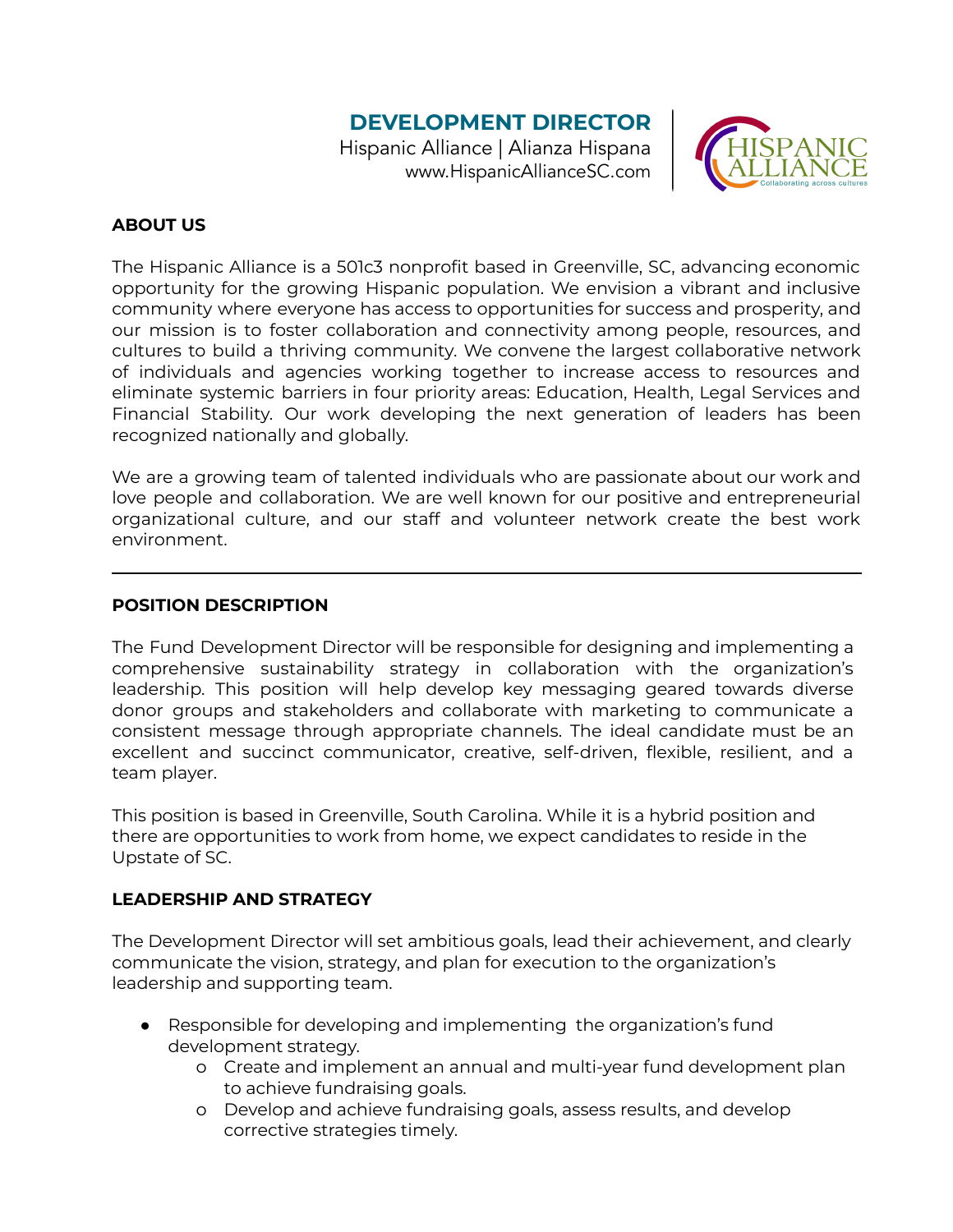# DEVELOPMENT DIRECTOR

Hispanic Alliance | Alianza Hispana
www.HispanicAllianceSC.com

HISPANIC ALLIANCE
Collaborating across cultures

## ABOUT US

The Hispanic Alliance is a 501c3 nonprofit based in Greenville, SC, advancing economic opportunity for the growing Hispanic population. We envision a vibrant and inclusive community where everyone has access to opportunities for success and prosperity, and our mission is to foster collaboration and connectivity among people, resources, and cultures to build a thriving community. We convene the largest collaborative network of individuals and agencies working together to increase access to resources and eliminate systemic barriers in four priority areas: Education, Health, Legal Services and Financial Stability. Our work developing the next generation of leaders has been recognized nationally and globally.

We are a growing team of talented individuals who are passionate about our work and love people and collaboration. We are well known for our positive and entrepreneurial organizational culture, and our staff and volunteer network create the best work environment.

---

## POSITION DESCRIPTION

The Fund Development Director will be responsible for designing and implementing a comprehensive sustainability strategy in collaboration with the organization's leadership. This position will help develop key messaging geared towards diverse donor groups and stakeholders and collaborate with marketing to communicate a consistent message through appropriate channels. The ideal candidate must be an excellent and succinct communicator, creative, self-driven, flexible, resilient, and a team player.

This position is based in Greenville, South Carolina. While it is a hybrid position and there are opportunities to work from home, we expect candidates to reside in the Upstate of SC.

## LEADERSHIP AND STRATEGY

The Development Director will set ambitious goals, lead their achievement, and clearly communicate the vision, strategy, and plan for execution to the organization's leadership and supporting team.

- Responsible for developing and implementing the organization's fund development strategy.
  - Create and implement an annual and multi-year fund development plan to achieve fundraising goals.
  - Develop and achieve fundraising goals, assess results, and develop corrective strategies timely.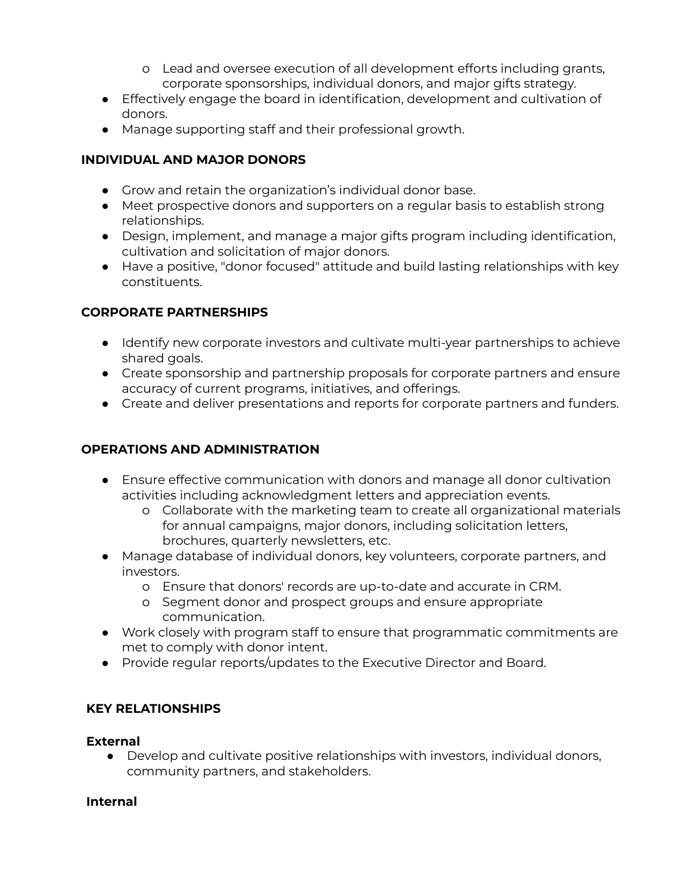- Lead and oversee execution of all development efforts including grants, corporate sponsorships, individual donors, and major gifts strategy.
- Effectively engage the board in identification, development and cultivation of donors.
- Manage supporting staff and their professional growth.

**INDIVIDUAL AND MAJOR DONORS**

- Grow and retain the organization's individual donor base.
- Meet prospective donors and supporters on a regular basis to establish strong relationships.
- Design, implement, and manage a major gifts program including identification, cultivation and solicitation of major donors.
- Have a positive, "donor focused" attitude and build lasting relationships with key constituents.

**CORPORATE PARTNERSHIPS**

- Identify new corporate investors and cultivate multi-year partnerships to achieve shared goals.
- Create sponsorship and partnership proposals for corporate partners and ensure accuracy of current programs, initiatives, and offerings.
- Create and deliver presentations and reports for corporate partners and funders.

**OPERATIONS AND ADMINISTRATION**

- Ensure effective communication with donors and manage all donor cultivation activities including acknowledgment letters and appreciation events.
  - Collaborate with the marketing team to create all organizational materials for annual campaigns, major donors, including solicitation letters, brochures, quarterly newsletters, etc.
- Manage database of individual donors, key volunteers, corporate partners, and investors.
  - Ensure that donors' records are up-to-date and accurate in CRM.
  - Segment donor and prospect groups and ensure appropriate communication.
- Work closely with program staff to ensure that programmatic commitments are met to comply with donor intent.
- Provide regular reports/updates to the Executive Director and Board.

**KEY RELATIONSHIPS**

**External**

- Develop and cultivate positive relationships with investors, individual donors, community partners, and stakeholders.

**Internal**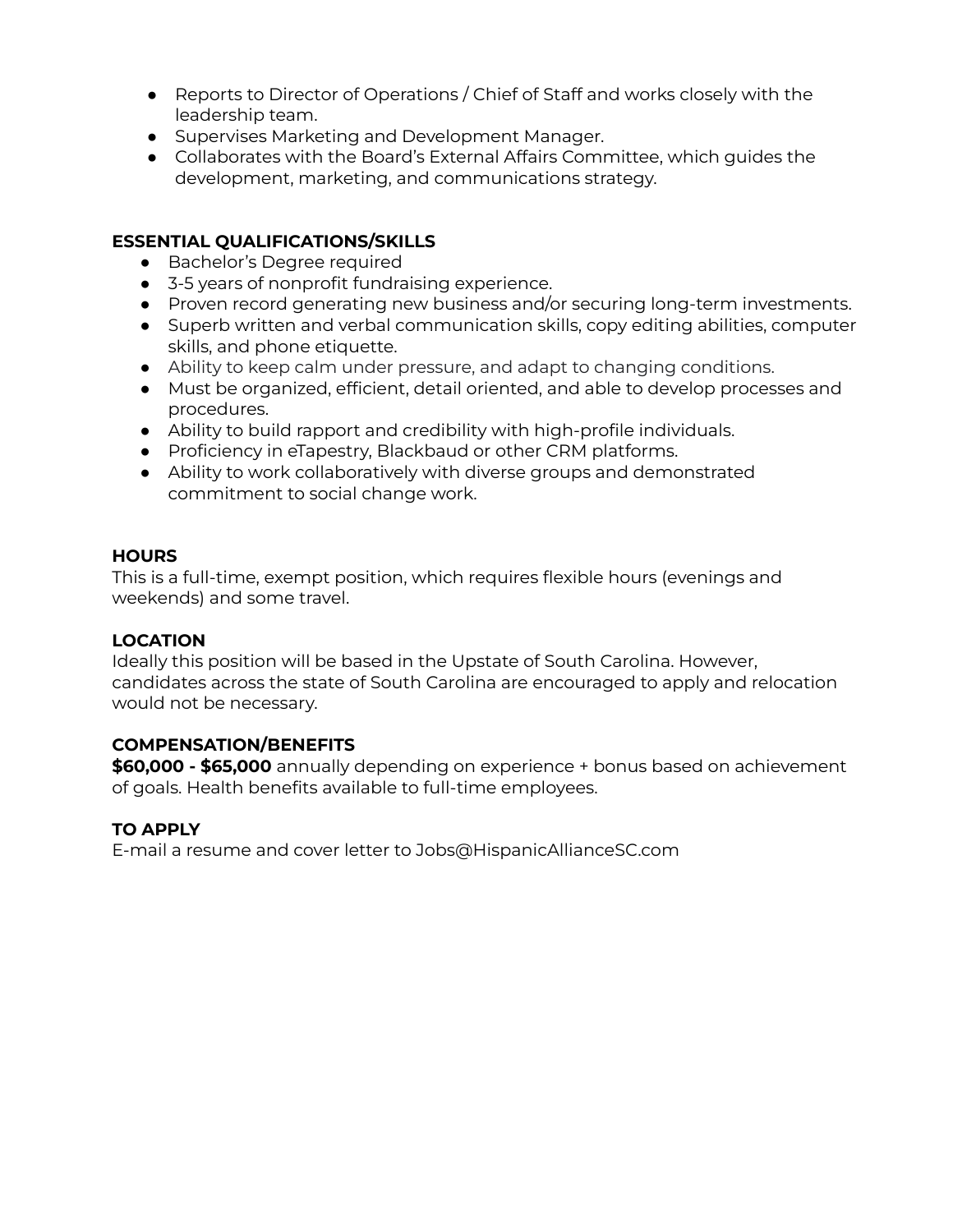- Reports to Director of Operations / Chief of Staff and works closely with the leadership team.
- Supervises Marketing and Development Manager.
- Collaborates with the Board's External Affairs Committee, which guides the development, marketing, and communications strategy.

**ESSENTIAL QUALIFICATIONS/SKILLS**

- Bachelor's Degree required
- 3-5 years of nonprofit fundraising experience.
- Proven record generating new business and/or securing long-term investments.
- Superb written and verbal communication skills, copy editing abilities, computer skills, and phone etiquette.
- Ability to keep calm under pressure, and adapt to changing conditions.
- Must be organized, efficient, detail oriented, and able to develop processes and procedures.
- Ability to build rapport and credibility with high-profile individuals.
- Proficiency in eTapestry, Blackbaud or other CRM platforms.
- Ability to work collaboratively with diverse groups and demonstrated commitment to social change work.

**HOURS**

This is a full-time, exempt position, which requires flexible hours (evenings and weekends) and some travel.

**LOCATION**

Ideally this position will be based in the Upstate of South Carolina. However, candidates across the state of South Carolina are encouraged to apply and relocation would not be necessary.

**COMPENSATION/BENEFITS**

**$60,000 - $65,000** annually depending on experience + bonus based on achievement of goals. Health benefits available to full-time employees.

**TO APPLY**

E-mail a resume and cover letter to Jobs@HispanicAllianceSC.com